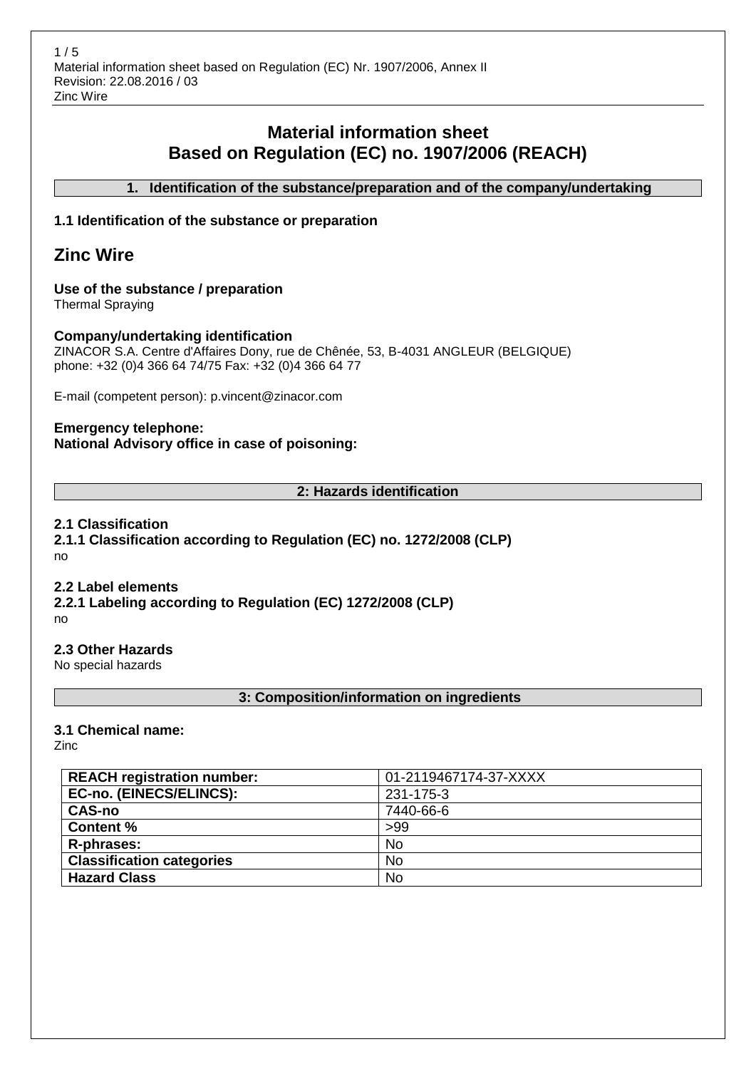# Material information sheet
# Based on Regulation (EC) no. 1907/2006 (REACH)

## 1. Identification of the substance/preparation and of the company/undertaking

### 1.1 Identification of the substance or preparation

## Zinc Wire

**Use of the substance / preparation**
Thermal Spraying

**Company/undertaking identification**
ZINACOR S.A. Centre d'Affaires Dony, rue de Chênée, 53, B-4031 ANGLEUR (BELGIQUE)
phone: +32 (0)4 366 64 74/75 Fax: +32 (0)4 366 64 77

E-mail (competent person): p.vincent@zinacor.com

**Emergency telephone:**
**National Advisory office in case of poisoning:**

## 2: Hazards identification

### 2.1 Classification
#### 2.1.1 Classification according to Regulation (EC) no. 1272/2008 (CLP)
no

### 2.2 Label elements
#### 2.2.1 Labeling according to Regulation (EC) 1272/2008 (CLP)
no

### 2.3 Other Hazards
No special hazards

## 3: Composition/information on ingredients

### 3.1 Chemical name:
Zinc

| **REACH registration number:** | 01-2119467174-37-XXXX |
|---|---|
| **EC-no. (EINECS/ELINCS):** | 231-175-3 |
| **CAS-no** | 7440-66-6 |
| **Content %** | >99 |
| **R-phrases:** | No |
| **Classification categories** | No |
| **Hazard Class** | No |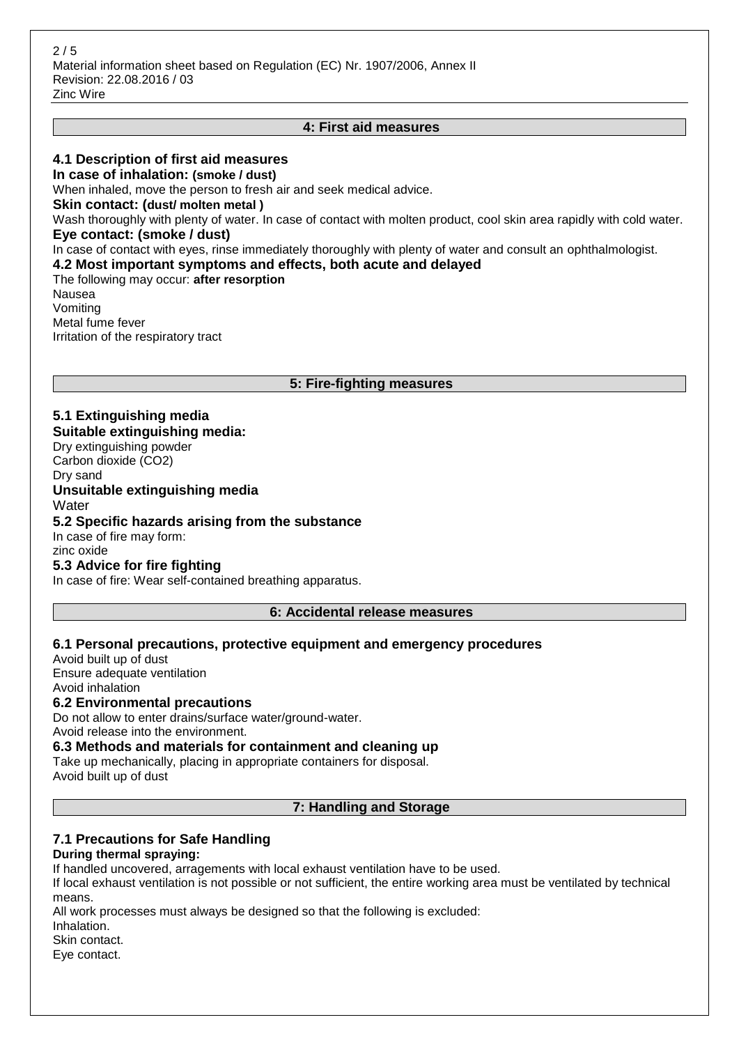## 4: First aid measures

### 4.1 Description of first aid measures

**In case of inhalation: (smoke / dust)**

When inhaled, move the person to fresh air and seek medical advice.

**Skin contact: (dust/ molten metal )**

Wash thoroughly with plenty of water. In case of contact with molten product, cool skin area rapidly with cold water.

**Eye contact: (smoke / dust)**

In case of contact with eyes, rinse immediately thoroughly with plenty of water and consult an ophthalmologist.

### 4.2 Most important symptoms and effects, both acute and delayed

The following may occur: **after resorption**

Nausea
Vomiting
Metal fume fever
Irritation of the respiratory tract

## 5: Fire-fighting measures

### 5.1 Extinguishing media

**Suitable extinguishing media:**

Dry extinguishing powder
Carbon dioxide ($CO_2$)
Dry sand

**Unsuitable extinguishing media**

Water

### 5.2 Specific hazards arising from the substance

In case of fire may form:
zinc oxide

### 5.3 Advice for fire fighting

In case of fire: Wear self-contained breathing apparatus.

## 6: Accidental release measures

### 6.1 Personal precautions, protective equipment and emergency procedures

Avoid built up of dust
Ensure adequate ventilation
Avoid inhalation

### 6.2 Environmental precautions

Do not allow to enter drains/surface water/ground-water.
Avoid release into the environment.

### 6.3 Methods and materials for containment and cleaning up

Take up mechanically, placing in appropriate containers for disposal.
Avoid built up of dust

## 7: Handling and Storage

### 7.1 Precautions for Safe Handling

**During thermal spraying:**

If handled uncovered, arragements with local exhaust ventilation have to be used.
If local exhaust ventilation is not possible or not sufficient, the entire working area must be ventilated by technical means.
All work processes must always be designed so that the following is excluded:
Inhalation.
Skin contact.
Eye contact.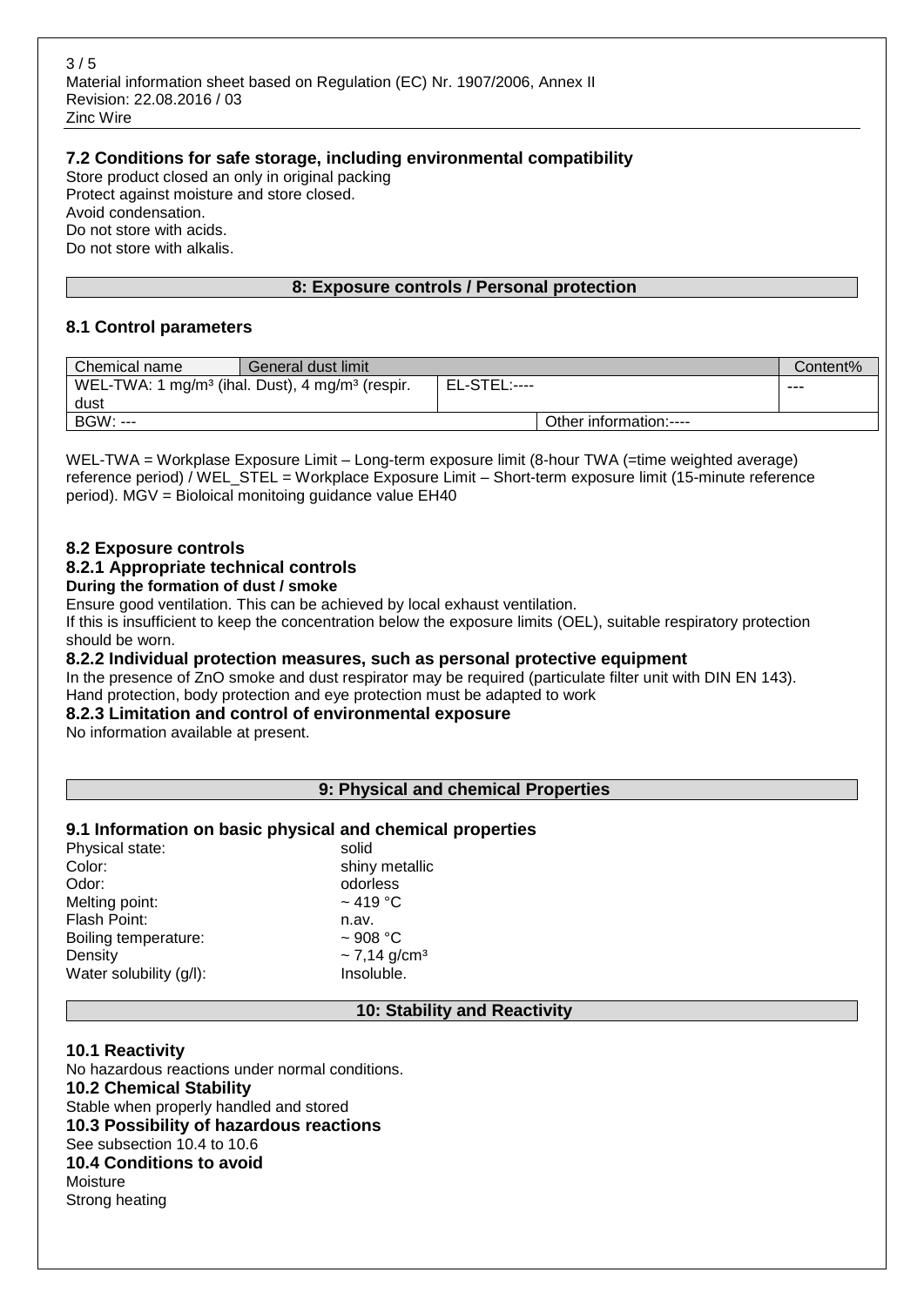### 7.2 Conditions for safe storage, including environmental compatibility

Store product closed an only in original packing
Protect against moisture and store closed.
Avoid condensation.
Do not store with acids.
Do not store with alkalis.

## 8: Exposure controls / Personal protection

### 8.1 Control parameters

| Chemical name | General dust limit | | Content% |
|---|---|---|---|
| WEL-TWA: 1 mg/m³ (ihal. Dust), 4 mg/m³ (respir. dust | EL-STEL:---- | | --- |
| BGW: --- | | Other information:---- | |

WEL-TWA = Workplase Exposure Limit – Long-term exposure limit (8-hour TWA (=time weighted average) reference period) / WEL_STEL = Workplace Exposure Limit – Short-term exposure limit (15-minute reference period). MGV = Bioloical monitoing guidance value EH40

### 8.2 Exposure controls

#### 8.2.1 Appropriate technical controls

**During the formation of dust / smoke**

Ensure good ventilation. This can be achieved by local exhaust ventilation.
If this is insufficient to keep the concentration below the exposure limits (OEL), suitable respiratory protection should be worn.

#### 8.2.2 Individual protection measures, such as personal protective equipment

In the presence of ZnO smoke and dust respirator may be required (particulate filter unit with DIN EN 143).
Hand protection, body protection and eye protection must be adapted to work

#### 8.2.3 Limitation and control of environmental exposure

No information available at present.

## 9: Physical and chemical Properties

### 9.1 Information on basic physical and chemical properties

| | |
|---|---|
| Physical state: | solid |
| Color: | shiny metallic |
| Odor: | odorless |
| Melting point: | ~ 419 °C |
| Flash Point: | n.av. |
| Boiling temperature: | ~ 908 °C |
| Density | ~ 7,14 g/cm³ |
| Water solubility (g/l): | Insoluble. |

## 10: Stability and Reactivity

### 10.1 Reactivity

No hazardous reactions under normal conditions.

### 10.2 Chemical Stability

Stable when properly handled and stored

### 10.3 Possibility of hazardous reactions

See subsection 10.4 to 10.6

### 10.4 Conditions to avoid

Moisture
Strong heating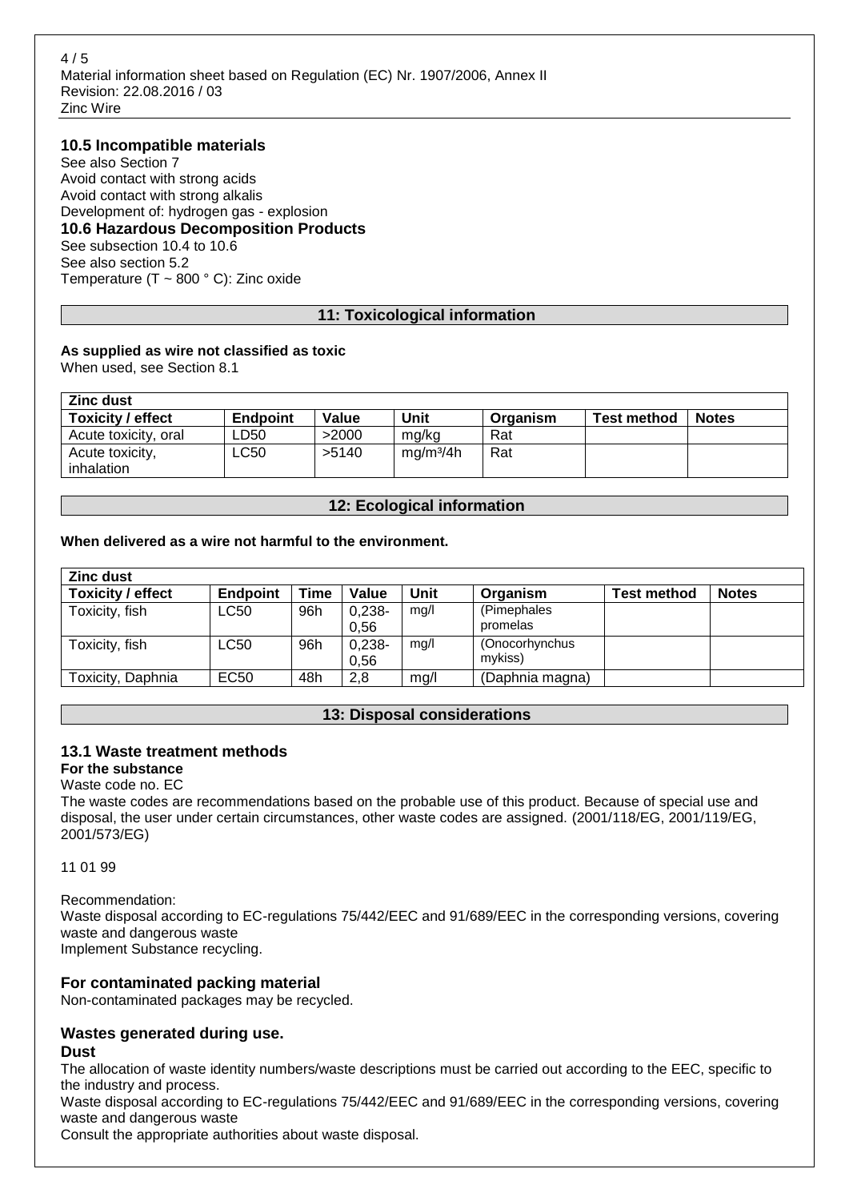### 10.5 Incompatible materials

See also Section 7
Avoid contact with strong acids
Avoid contact with strong alkalis
Development of: hydrogen gas - explosion

### 10.6 Hazardous Decomposition Products

See subsection 10.4 to 10.6
See also section 5.2
Temperature (T ~ 800 ° C): Zinc oxide

## 11: Toxicological information

**As supplied as wire not classified as toxic**
When used, see Section 8.1

| Zinc dust | | | | | | |
|---|---|---|---|---|---|---|
| **Toxicity / effect** | **Endpoint** | **Value** | **Unit** | **Organism** | **Test method** | **Notes** |
| Acute toxicity, oral | LD50 | >2000 | mg/kg | Rat | | |
| Acute toxicity, inhalation | LC50 | >5140 | $mg/m^3/4h$ | Rat | | |

## 12: Ecological information

**When delivered as a wire not harmful to the environment.**

| Zinc dust | | | | | | | |
|---|---|---|---|---|---|---|---|
| **Toxicity / effect** | **Endpoint** | **Time** | **Value** | **Unit** | **Organism** | **Test method** | **Notes** |
| Toxicity, fish | LC50 | 96h | 0,238-0,56 | mg/l | (Pimephales promelas | | |
| Toxicity, fish | LC50 | 96h | 0,238-0,56 | mg/l | (Onocorhynchus mykiss) | | |
| Toxicity, Daphnia | EC50 | 48h | 2,8 | mg/l | (Daphnia magna) | | |

## 13: Disposal considerations

### 13.1 Waste treatment methods

**For the substance**

Waste code no. EC

The waste codes are recommendations based on the probable use of this product. Because of special use and disposal, the user under certain circumstances, other waste codes are assigned. (2001/118/EG, 2001/119/EG, 2001/573/EG)

11 01 99

Recommendation:
Waste disposal according to EC-regulations 75/442/EEC and 91/689/EEC in the corresponding versions, covering waste and dangerous waste
Implement Substance recycling.

### For contaminated packing material

Non-contaminated packages may be recycled.

### Wastes generated during use.

**Dust**

The allocation of waste identity numbers/waste descriptions must be carried out according to the EEC, specific to the industry and process.
Waste disposal according to EC-regulations 75/442/EEC and 91/689/EEC in the corresponding versions, covering waste and dangerous waste
Consult the appropriate authorities about waste disposal.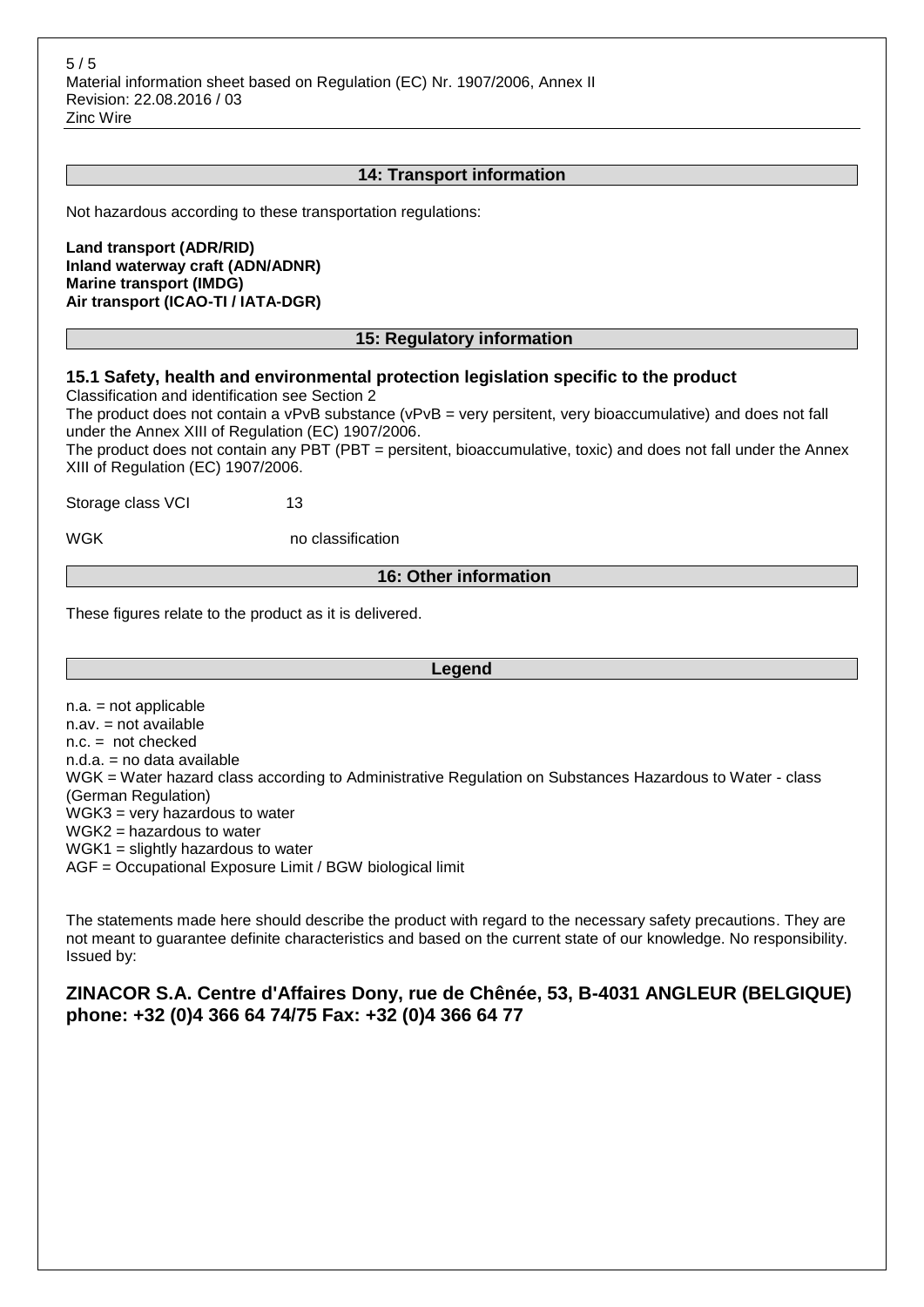## 14: Transport information

Not hazardous according to these transportation regulations:

**Land transport (ADR/RID)**
**Inland waterway craft (ADN/ADNR)**
**Marine transport (IMDG)**
**Air transport (ICAO-TI / IATA-DGR)**

## 15: Regulatory information

### 15.1 Safety, health and environmental protection legislation specific to the product

Classification and identification see Section 2

The product does not contain a vPvB substance (vPvB = very persitent, very bioaccumulative) and does not fall under the Annex XIII of Regulation (EC) 1907/2006.

The product does not contain any PBT (PBT = persitent, bioaccumulative, toxic) and does not fall under the Annex XIII of Regulation (EC) 1907/2006.

| | |
|---|---|
| Storage class VCI | 13 |
| WGK | no classification |

## 16: Other information

These figures relate to the product as it is delivered.

## Legend

n.a. = not applicable
n.av. = not available
n.c. = not checked
n.d.a. = no data available
WGK = Water hazard class according to Administrative Regulation on Substances Hazardous to Water - class (German Regulation)
WGK3 = very hazardous to water
WGK2 = hazardous to water
WGK1 = slightly hazardous to water
AGF = Occupational Exposure Limit / BGW biological limit

The statements made here should describe the product with regard to the necessary safety precautions. They are not meant to guarantee definite characteristics and based on the current state of our knowledge. No responsibility.
Issued by:

**ZINACOR S.A. Centre d'Affaires Dony, rue de Chênée, 53, B-4031 ANGLEUR (BELGIQUE)**
**phone: +32 (0)4 366 64 74/75 Fax: +32 (0)4 366 64 77**